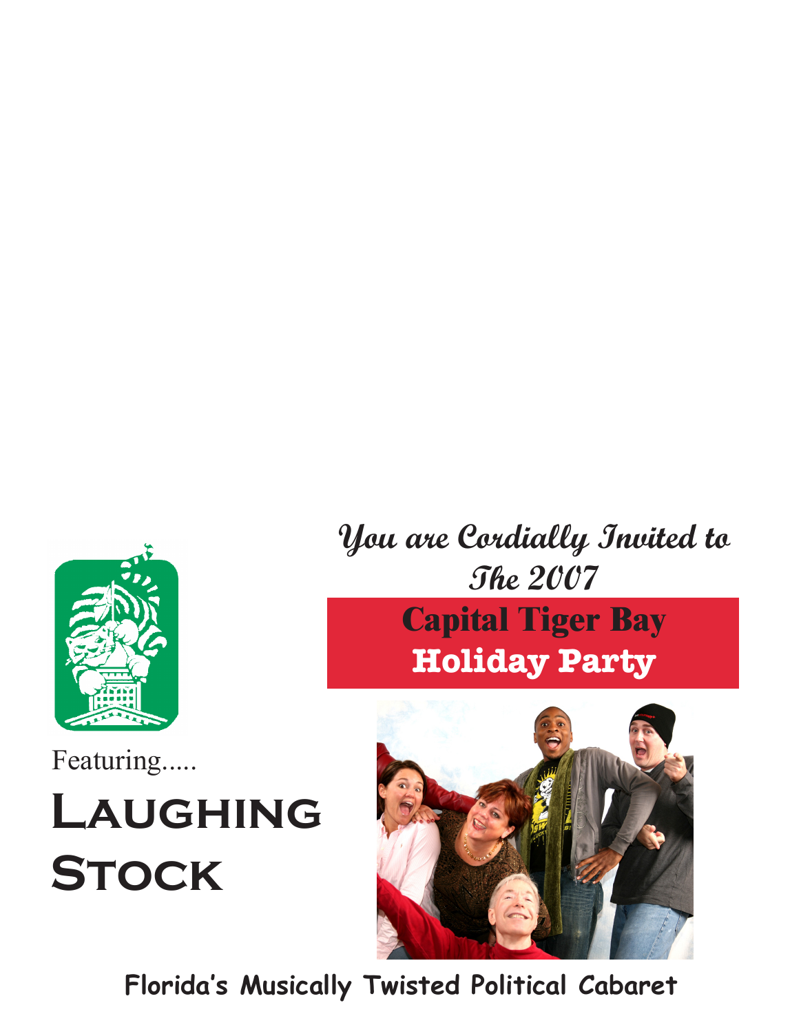*You are Cordially Invited to*
*The 2007*

# Capital Tiger Bay
## Holiday Party

Featuring.....

# Laughing Stock

**Florida's Musically Twisted Political Cabaret**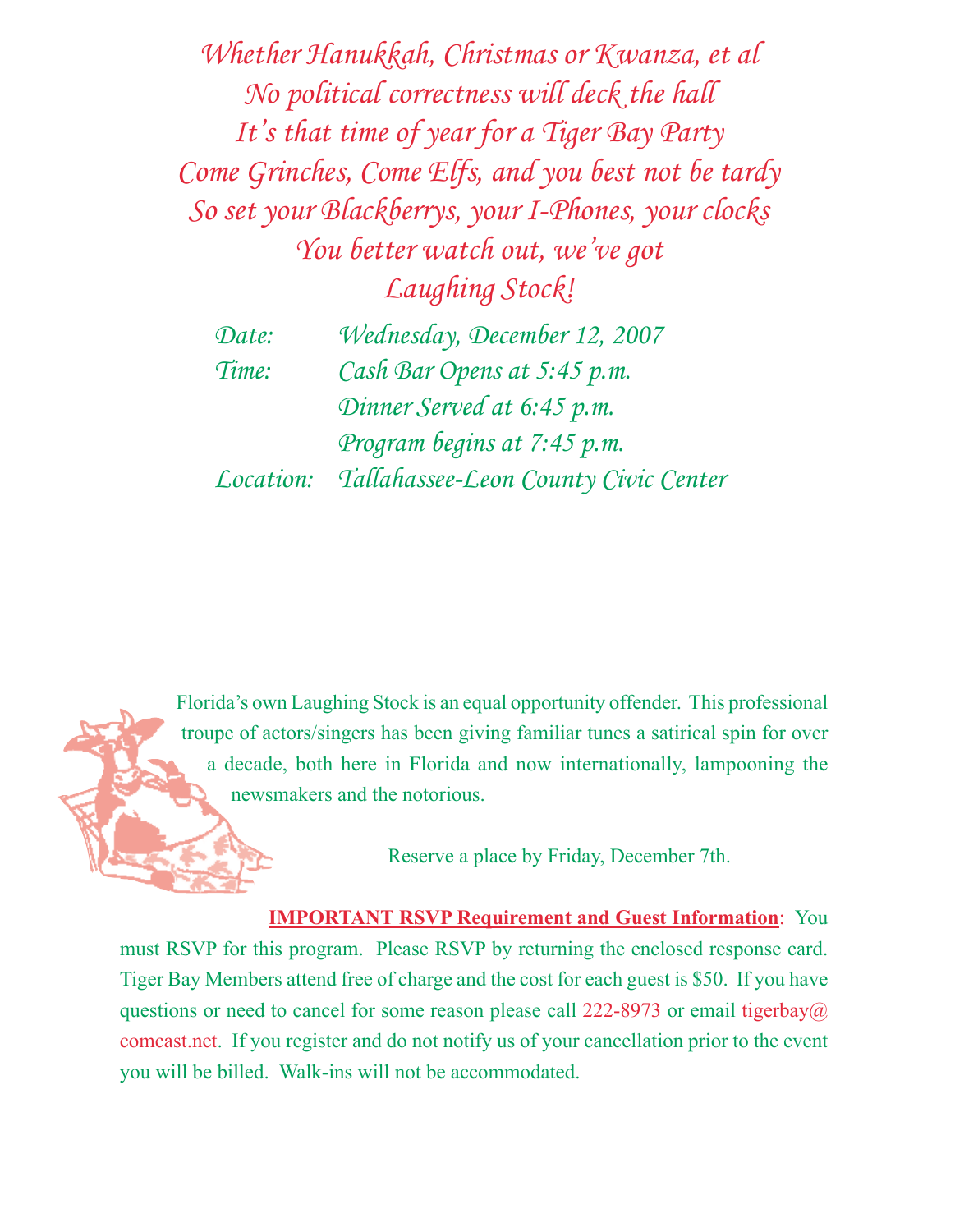*Whether Hanukkah, Christmas or Kwanza, et al*
*No political correctness will deck the hall*
*It's that time of year for a Tiger Bay Party*
*Come Grinches, Come Elfs, and you best not be tardy*
*So set your Blackberrys, your I-Phones, your clocks*
*You better watch out, we've got*
*Laughing Stock!*

| | |
|---|---|
| *Date:* | *Wednesday, December 12, 2007* |
| *Time:* | *Cash Bar Opens at 5:45 p.m.* |
| | *Dinner Served at 6:45 p.m.* |
| | *Program begins at 7:45 p.m.* |
| *Location:* | *Tallahassee-Leon County Civic Center* |

Florida's own Laughing Stock is an equal opportunity offender. This professional troupe of actors/singers has been giving familiar tunes a satirical spin for over a decade, both here in Florida and now internationally, lampooning the newsmakers and the notorious.

Reserve a place by Friday, December 7th.

**IMPORTANT RSVP Requirement and Guest Information**: You must RSVP for this program. Please RSVP by returning the enclosed response card. Tiger Bay Members attend free of charge and the cost for each guest is $50. If you have questions or need to cancel for some reason please call 222-8973 or email tigerbay@comcast.net. If you register and do not notify us of your cancellation prior to the event you will be billed. Walk-ins will not be accommodated.